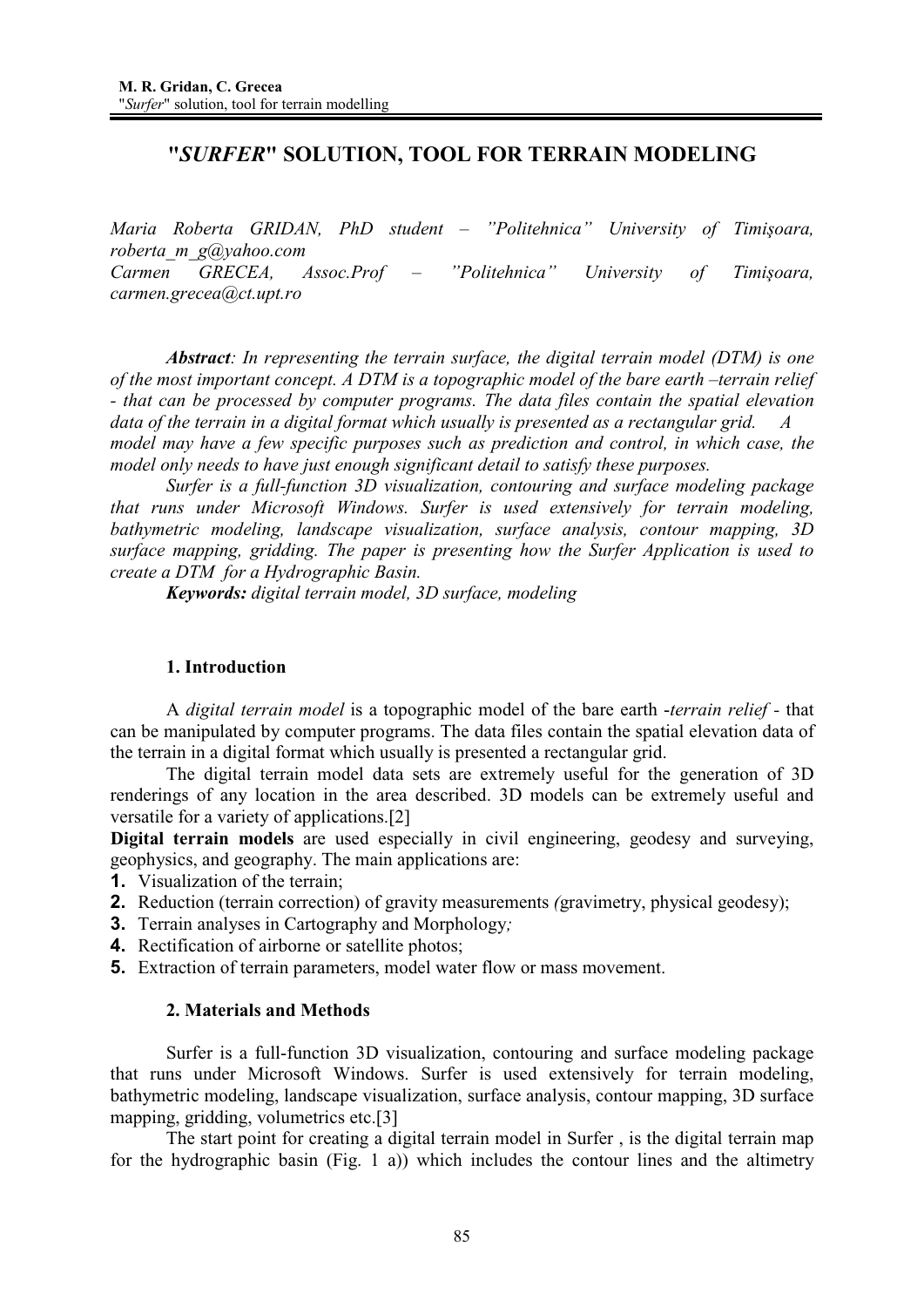# "*SURFER*" SOLUTION, TOOL FOR TERRAIN MODELING

*Maria Roberta GRIDAN, PhD student – "Politehnica" University of Timişoara, roberta_m_g@yahoo.com*
*Carmen GRECEA, Assoc.Prof – "Politehnica" University of Timişoara, carmen.grecea@ct.upt.ro*

***Abstract**: In representing the terrain surface, the digital terrain model (DTM) is one of the most important concept. A DTM is a topographic model of the bare earth –terrain relief - that can be processed by computer programs. The data files contain the spatial elevation data of the terrain in a digital format which usually is presented as a rectangular grid. A model may have a few specific purposes such as prediction and control, in which case, the model only needs to have just enough significant detail to satisfy these purposes.*

*Surfer is a full-function 3D visualization, contouring and surface modeling package that runs under Microsoft Windows. Surfer is used extensively for terrain modeling, bathymetric modeling, landscape visualization, surface analysis, contour mapping, 3D surface mapping, gridding. The paper is presenting how the Surfer Application is used to create a DTM for a Hydrographic Basin.*

***Keywords:** digital terrain model, 3D surface, modeling*

## 1. Introduction

A *digital terrain model* is a topographic model of the bare earth -*terrain relief* - that can be manipulated by computer programs. The data files contain the spatial elevation data of the terrain in a digital format which usually is presented a rectangular grid.

The digital terrain model data sets are extremely useful for the generation of 3D renderings of any location in the area described. 3D models can be extremely useful and versatile for a variety of applications.[2]

**Digital terrain models** are used especially in civil engineering, geodesy and surveying, geophysics, and geography. The main applications are:

1. Visualization of the terrain;
2. Reduction (terrain correction) of gravity measurements *(*gravimetry, physical geodesy);
3. Terrain analyses in Cartography and Morphology*;*
4. Rectification of airborne or satellite photos;
5. Extraction of terrain parameters, model water flow or mass movement.

## 2. Materials and Methods

Surfer is a full-function 3D visualization, contouring and surface modeling package that runs under Microsoft Windows. Surfer is used extensively for terrain modeling, bathymetric modeling, landscape visualization, surface analysis, contour mapping, 3D surface mapping, gridding, volumetrics etc.[3]

The start point for creating a digital terrain model in Surfer , is the digital terrain map for the hydrographic basin (Fig. 1 a)) which includes the contour lines and the altimetry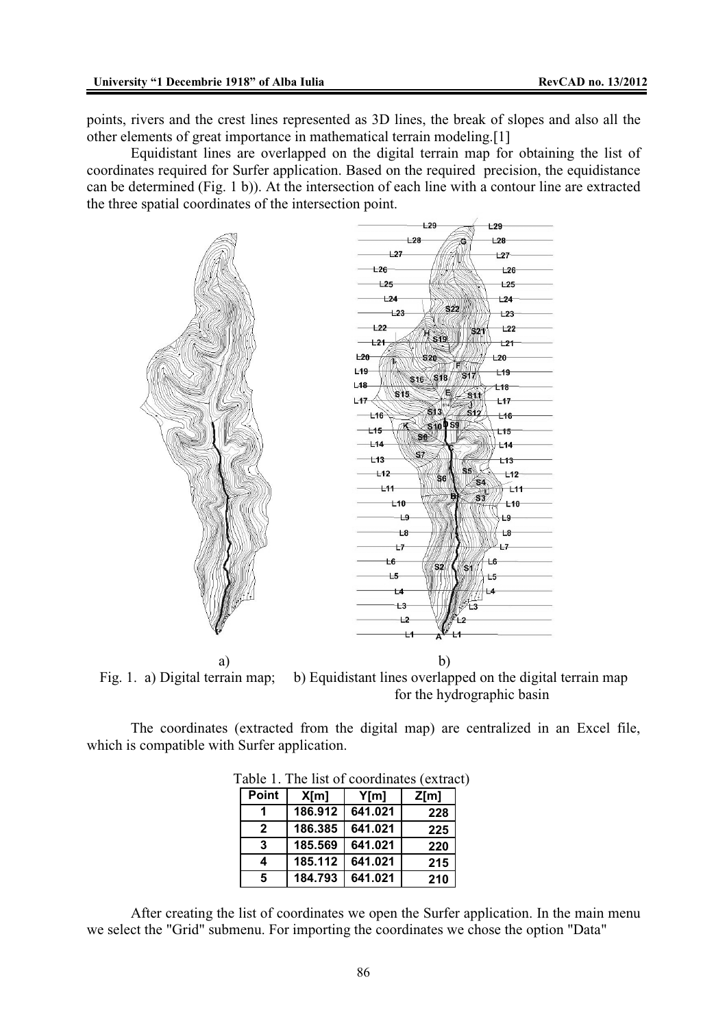points, rivers and the crest lines represented as 3D lines, the break of slopes and also all the other elements of great importance in mathematical terrain modeling.[1]

Equidistant lines are overlapped on the digital terrain map for obtaining the list of coordinates required for Surfer application. Based on the required precision, the equidistance can be determined (Fig. 1 b)). At the intersection of each line with a contour line are extracted the three spatial coordinates of the intersection point.

a) b)

Fig. 1. a) Digital terrain map; b) Equidistant lines overlapped on the digital terrain map for the hydrographic basin

The coordinates (extracted from the digital map) are centralized in an Excel file, which is compatible with Surfer application.

Table 1. The list of coordinates (extract)

| Point | X[m] | Y[m] | Z[m] |
|---|---|---|---|
| 1 | 186.912 | 641.021 | 228 |
| 2 | 186.385 | 641.021 | 225 |
| 3 | 185.569 | 641.021 | 220 |
| 4 | 185.112 | 641.021 | 215 |
| 5 | 184.793 | 641.021 | 210 |

After creating the list of coordinates we open the Surfer application. In the main menu we select the "Grid" submenu. For importing the coordinates we chose the option "Data"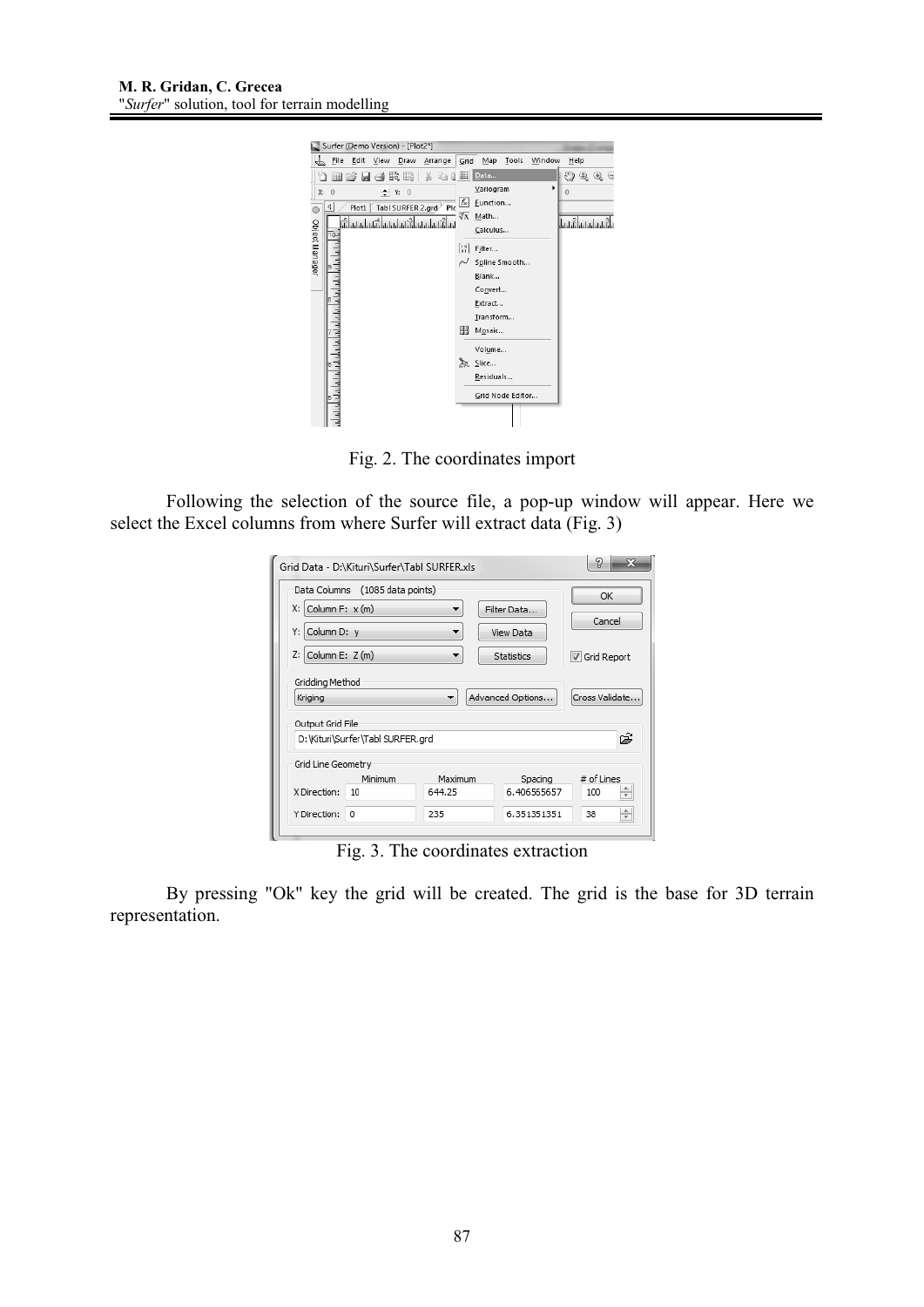Fig. 2. The coordinates import

Following the selection of the source file, a pop-up window will appear. Here we select the Excel columns from where Surfer will extract data (Fig. 3)

Fig. 3. The coordinates extraction

By pressing "Ok" key the grid will be created. The grid is the base for 3D terrain representation.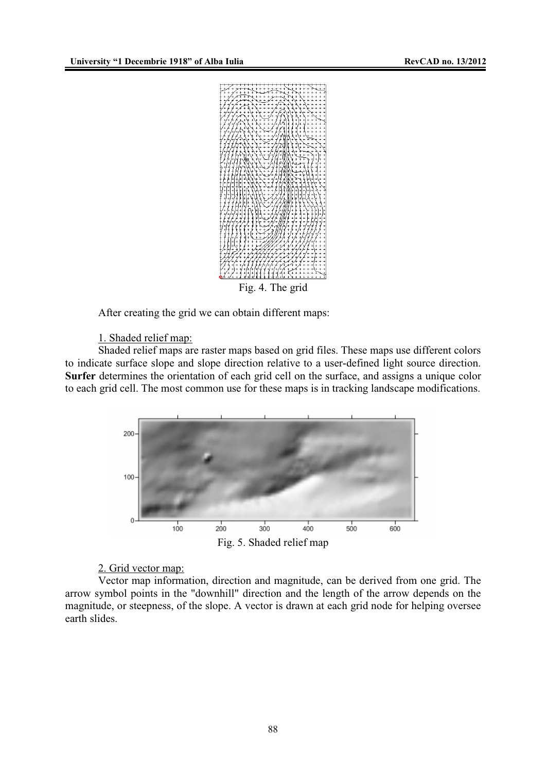Fig. 4. The grid

After creating the grid we can obtain different maps:

1. Shaded relief map:

Shaded relief maps are raster maps based on grid files. These maps use different colors to indicate surface slope and slope direction relative to a user-defined light source direction. **Surfer** determines the orientation of each grid cell on the surface, and assigns a unique color to each grid cell. The most common use for these maps is in tracking landscape modifications.

Fig. 5. Shaded relief map

2. Grid vector map:

Vector map information, direction and magnitude, can be derived from one grid. The arrow symbol points in the "downhill" direction and the length of the arrow depends on the magnitude, or steepness, of the slope. A vector is drawn at each grid node for helping oversee earth slides.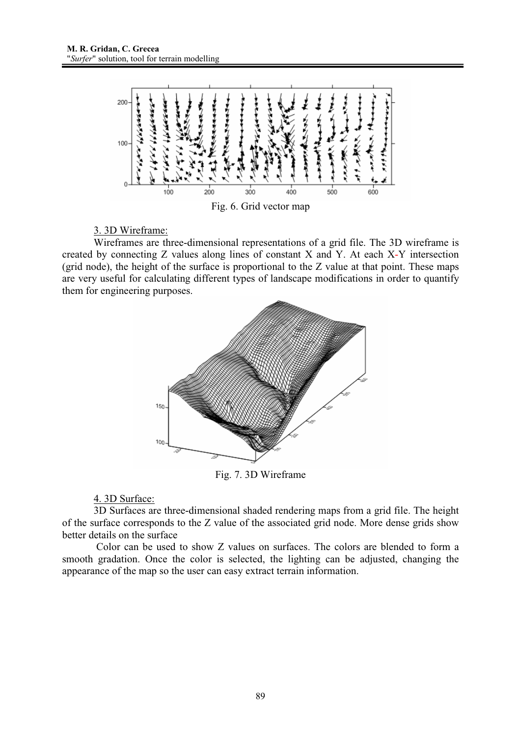Fig. 6. Grid vector map

3. 3D Wireframe:

Wireframes are three-dimensional representations of a grid file. The 3D wireframe is created by connecting Z values along lines of constant X and Y. At each X-Y intersection (grid node), the height of the surface is proportional to the Z value at that point. These maps are very useful for calculating different types of landscape modifications in order to quantify them for engineering purposes.

Fig. 7. 3D Wireframe

4. 3D Surface:

3D Surfaces are three-dimensional shaded rendering maps from a grid file. The height of the surface corresponds to the Z value of the associated grid node. More dense grids show better details on the surface

Color can be used to show Z values on surfaces. The colors are blended to form a smooth gradation. Once the color is selected, the lighting can be adjusted, changing the appearance of the map so the user can easy extract terrain information.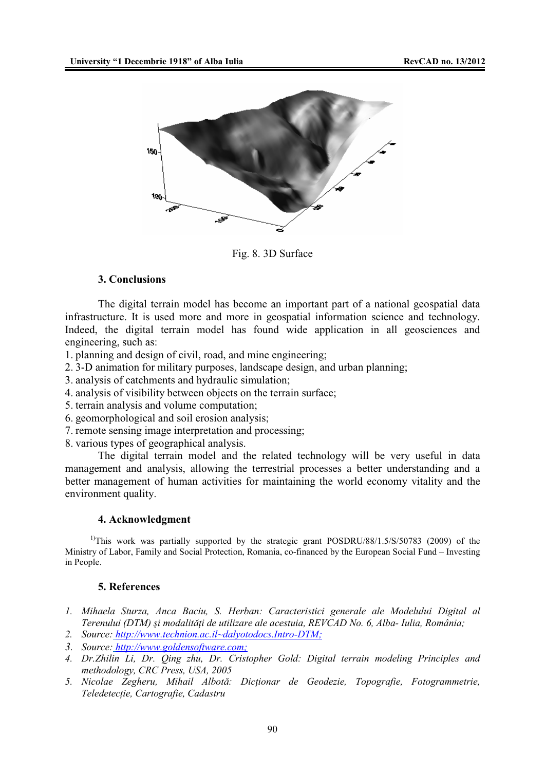150

100

0

Fig. 8. 3D Surface

### 3. Conclusions

The digital terrain model has become an important part of a national geospatial data infrastructure. It is used more and more in geospatial information science and technology. Indeed, the digital terrain model has found wide application in all geosciences and engineering, such as:

1. planning and design of civil, road, and mine engineering;
2. 3-D animation for military purposes, landscape design, and urban planning;
3. analysis of catchments and hydraulic simulation;
4. analysis of visibility between objects on the terrain surface;
5. terrain analysis and volume computation;
6. geomorphological and soil erosion analysis;
7. remote sensing image interpretation and processing;
8. various types of geographical analysis.

The digital terrain model and the related technology will be very useful in data management and analysis, allowing the terrestrial processes a better understanding and a better management of human activities for maintaining the world economy vitality and the environment quality.

### 4. Acknowledgment

[1)]This work was partially supported by the strategic grant POSDRU/88/1.5/S/50783 (2009) of the Ministry of Labor, Family and Social Protection, Romania, co-financed by the European Social Fund – Investing in People.

### 5. References

1. *Mihaela Sturza, Anca Baciu, S. Herban: Caracteristici generale ale Modelului Digital al Terenului (DTM) şi modalităţi de utilizare ale acestuia, REVCAD No. 6, Alba- Iulia, România;*
2. *Source: http://www.technion.ac.il~dalyotodocs.Intro-DTM;*
3. *Source: http://www.goldensoftware.com;*
4. *Dr.Zhilin Li, Dr. Qing zhu, Dr. Cristopher Gold: Digital terrain modeling Principles and methodology, CRC Press, USA, 2005*
5. *Nicolae Zegheru, Mihail Albotă: Dicţionar de Geodezie, Topografie, Fotogrammetrie, Teledetecţie, Cartografie, Cadastru*